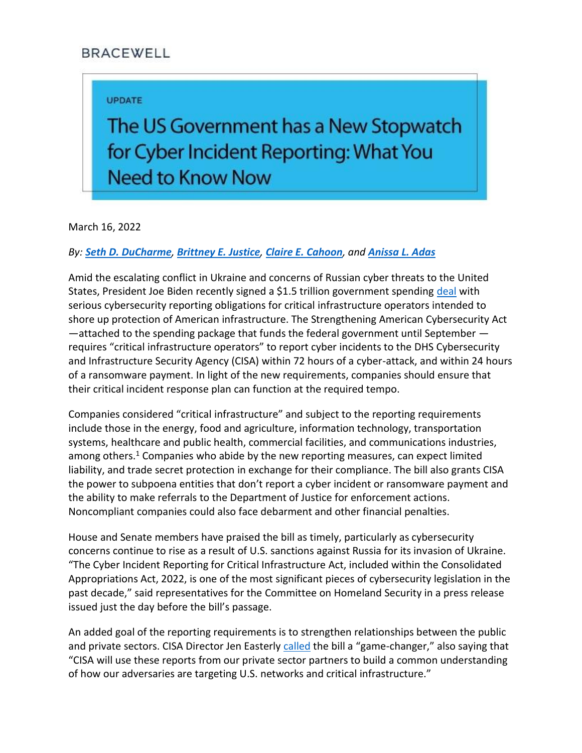BRACEWELL

UPDATE

# The US Government has a New Stopwatch for Cyber Incident Reporting: What You Need to Know Now

March 16, 2022

*By: **Seth D. DuCharme**, **Brittney E. Justice**, **Claire E. Cahoon**, and **Anissa L. Adas***

Amid the escalating conflict in Ukraine and concerns of Russian cyber threats to the United States, President Joe Biden recently signed a $1.5 trillion government spending deal with serious cybersecurity reporting obligations for critical infrastructure operators intended to shore up protection of American infrastructure. The Strengthening American Cybersecurity Act —attached to the spending package that funds the federal government until September — requires "critical infrastructure operators" to report cyber incidents to the DHS Cybersecurity and Infrastructure Security Agency (CISA) within 72 hours of a cyber-attack, and within 24 hours of a ransomware payment. In light of the new requirements, companies should ensure that their critical incident response plan can function at the required tempo.

Companies considered "critical infrastructure" and subject to the reporting requirements include those in the energy, food and agriculture, information technology, transportation systems, healthcare and public health, commercial facilities, and communications industries, among others.[1] Companies who abide by the new reporting measures, can expect limited liability, and trade secret protection in exchange for their compliance. The bill also grants CISA the power to subpoena entities that don't report a cyber incident or ransomware payment and the ability to make referrals to the Department of Justice for enforcement actions. Noncompliant companies could also face debarment and other financial penalties.

House and Senate members have praised the bill as timely, particularly as cybersecurity concerns continue to rise as a result of U.S. sanctions against Russia for its invasion of Ukraine. "The Cyber Incident Reporting for Critical Infrastructure Act, included within the Consolidated Appropriations Act, 2022, is one of the most significant pieces of cybersecurity legislation in the past decade," said representatives for the Committee on Homeland Security in a press release issued just the day before the bill's passage.

An added goal of the reporting requirements is to strengthen relationships between the public and private sectors. CISA Director Jen Easterly called the bill a "game-changer," also saying that "CISA will use these reports from our private sector partners to build a common understanding of how our adversaries are targeting U.S. networks and critical infrastructure."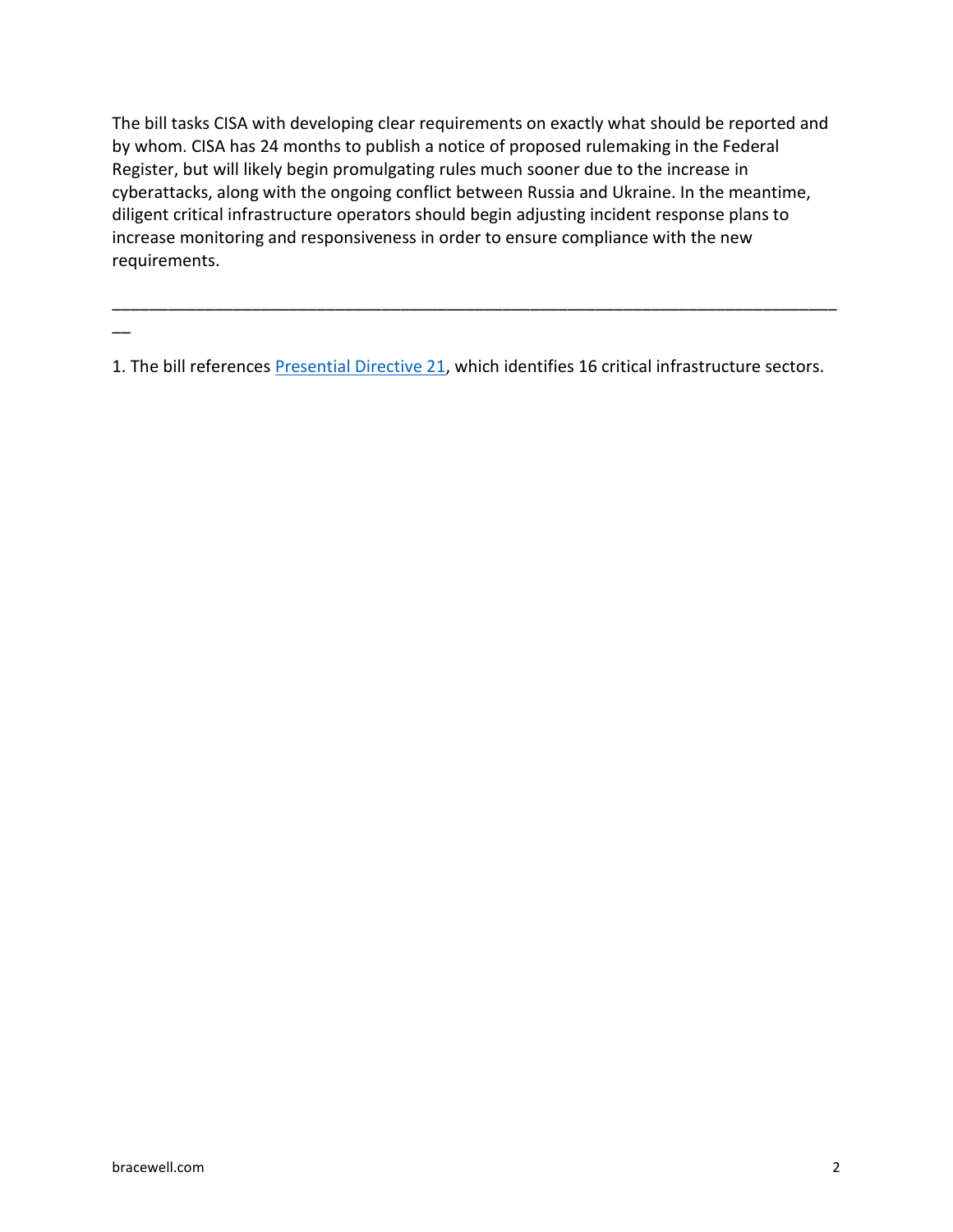The bill tasks CISA with developing clear requirements on exactly what should be reported and by whom. CISA has 24 months to publish a notice of proposed rulemaking in the Federal Register, but will likely begin promulgating rules much sooner due to the increase in cyberattacks, along with the ongoing conflict between Russia and Ukraine. In the meantime, diligent critical infrastructure operators should begin adjusting incident response plans to increase monitoring and responsiveness in order to ensure compliance with the new requirements.

---

1. The bill references Presential Directive 21, which identifies 16 critical infrastructure sectors.